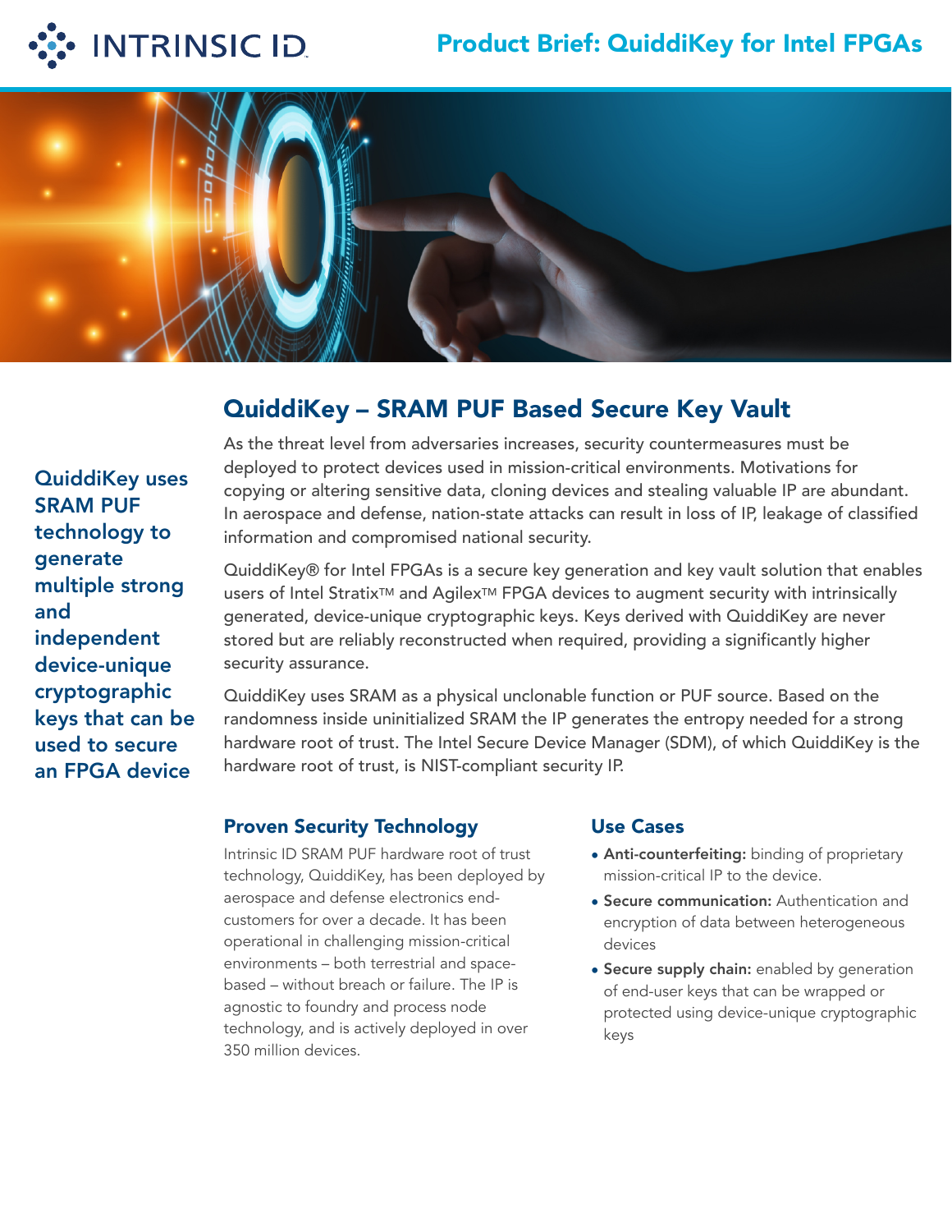# Product Brief: QuiddiKey for Intel FPGAs

## QuiddiKey – SRAM PUF Based Secure Key Vault

**QuiddiKey uses SRAM PUF technology to generate multiple strong and independent device-unique cryptographic keys that can be used to secure an FPGA device**

As the threat level from adversaries increases, security countermeasures must be deployed to protect devices used in mission-critical environments. Motivations for copying or altering sensitive data, cloning devices and stealing valuable IP are abundant. In aerospace and defense, nation-state attacks can result in loss of IP, leakage of classified information and compromised national security.

QuiddiKey® for Intel FPGAs is a secure key generation and key vault solution that enables users of Intel Stratix™ and Agilex™ FPGA devices to augment security with intrinsically generated, device-unique cryptographic keys. Keys derived with QuiddiKey are never stored but are reliably reconstructed when required, providing a significantly higher security assurance.

QuiddiKey uses SRAM as a physical unclonable function or PUF source. Based on the randomness inside uninitialized SRAM the IP generates the entropy needed for a strong hardware root of trust. The Intel Secure Device Manager (SDM), of which QuiddiKey is the hardware root of trust, is NIST-compliant security IP.

### Proven Security Technology

Intrinsic ID SRAM PUF hardware root of trust technology, QuiddiKey, has been deployed by aerospace and defense electronics end-customers for over a decade. It has been operational in challenging mission-critical environments – both terrestrial and space-based – without breach or failure. The IP is agnostic to foundry and process node technology, and is actively deployed in over 350 million devices.

### Use Cases

- **Anti-counterfeiting:** binding of proprietary mission-critical IP to the device.
- **Secure communication:** Authentication and encryption of data between heterogeneous devices
- **Secure supply chain:** enabled by generation of end-user keys that can be wrapped or protected using device-unique cryptographic keys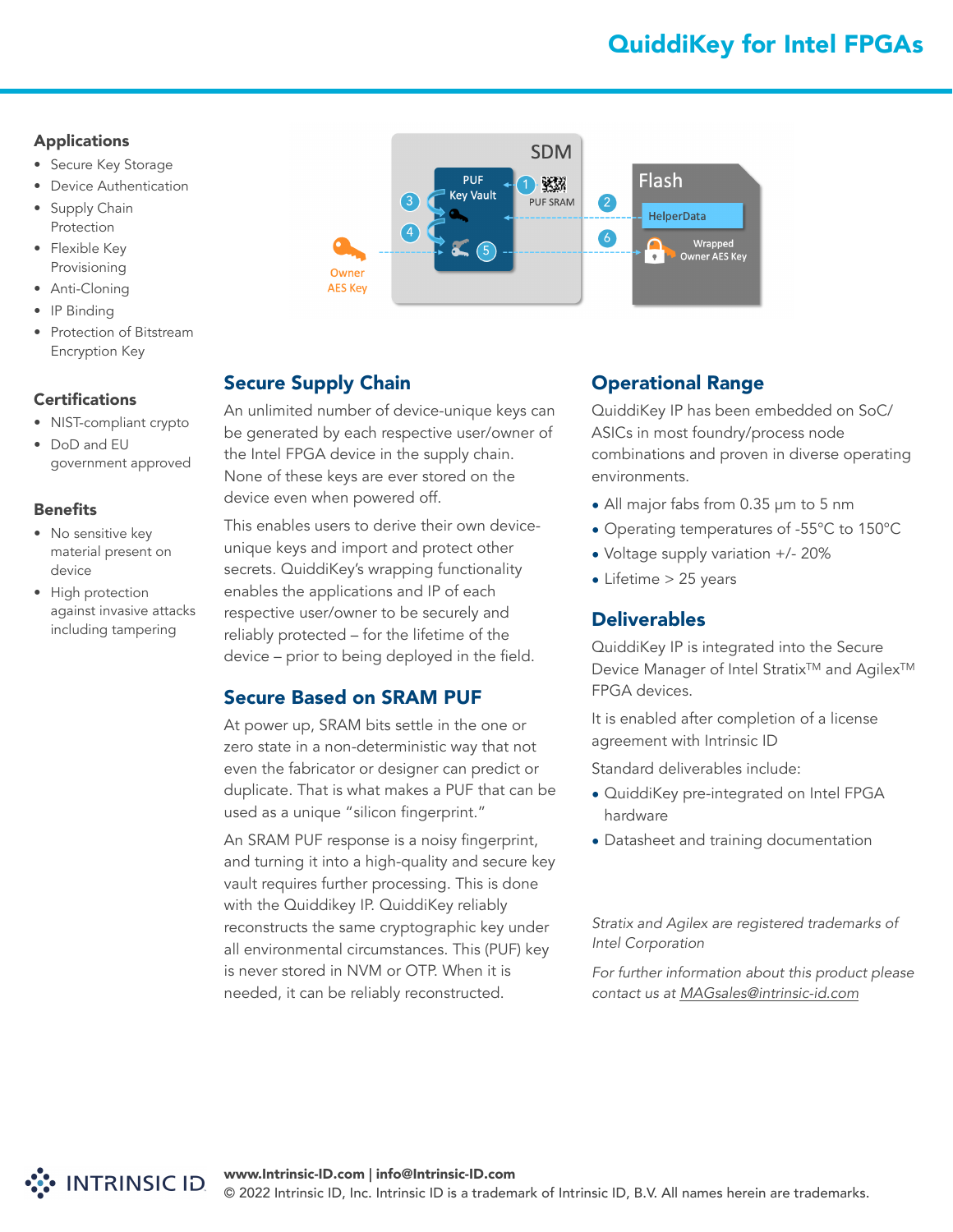# QuiddiKey for Intel FPGAs

SDM

PUF Key Vault

PUF SRAM

Flash

HelperData

Wrapped Owner AES Key

Owner AES Key

1 2 3 4 5 6

## Applications

- Secure Key Storage
- Device Authentication
- Supply Chain Protection
- Flexible Key Provisioning
- Anti-Cloning
- IP Binding
- Protection of Bitstream Encryption Key

## Certifications

- NIST-compliant crypto
- DoD and EU government approved

## Benefits

- No sensitive key material present on device
- High protection against invasive attacks including tampering

## Secure Supply Chain

An unlimited number of device-unique keys can be generated by each respective user/owner of the Intel FPGA device in the supply chain. None of these keys are ever stored on the device even when powered off.

This enables users to derive their own device-unique keys and import and protect other secrets. QuiddiKey's wrapping functionality enables the applications and IP of each respective user/owner to be securely and reliably protected – for the lifetime of the device – prior to being deployed in the field.

## Secure Based on SRAM PUF

At power up, SRAM bits settle in the one or zero state in a non-deterministic way that not even the fabricator or designer can predict or duplicate. That is what makes a PUF that can be used as a unique "silicon fingerprint."

An SRAM PUF response is a noisy fingerprint, and turning it into a high-quality and secure key vault requires further processing. This is done with the Quiddikey IP. QuiddiKey reliably reconstructs the same cryptographic key under all environmental circumstances. This (PUF) key is never stored in NVM or OTP. When it is needed, it can be reliably reconstructed.

## Operational Range

QuiddiKey IP has been embedded on SoC/ASICs in most foundry/process node combinations and proven in diverse operating environments.

- All major fabs from 0.35 µm to 5 nm
- Operating temperatures of -55°C to 150°C
- Voltage supply variation +/- 20%
- Lifetime > 25 years

## Deliverables

QuiddiKey IP is integrated into the Secure Device Manager of Intel Stratix™ and Agilex™ FPGA devices.

It is enabled after completion of a license agreement with Intrinsic ID

Standard deliverables include:

- QuiddiKey pre-integrated on Intel FPGA hardware
- Datasheet and training documentation

*Stratix and Agilex are registered trademarks of Intel Corporation*

*For further information about this product please contact us at MAGsales@intrinsic-id.com*

INTRINSIC ID

**www.Intrinsic-ID.com | info@Intrinsic-ID.com**

© 2022 Intrinsic ID, Inc. Intrinsic ID is a trademark of Intrinsic ID, B.V. All names herein are trademarks.